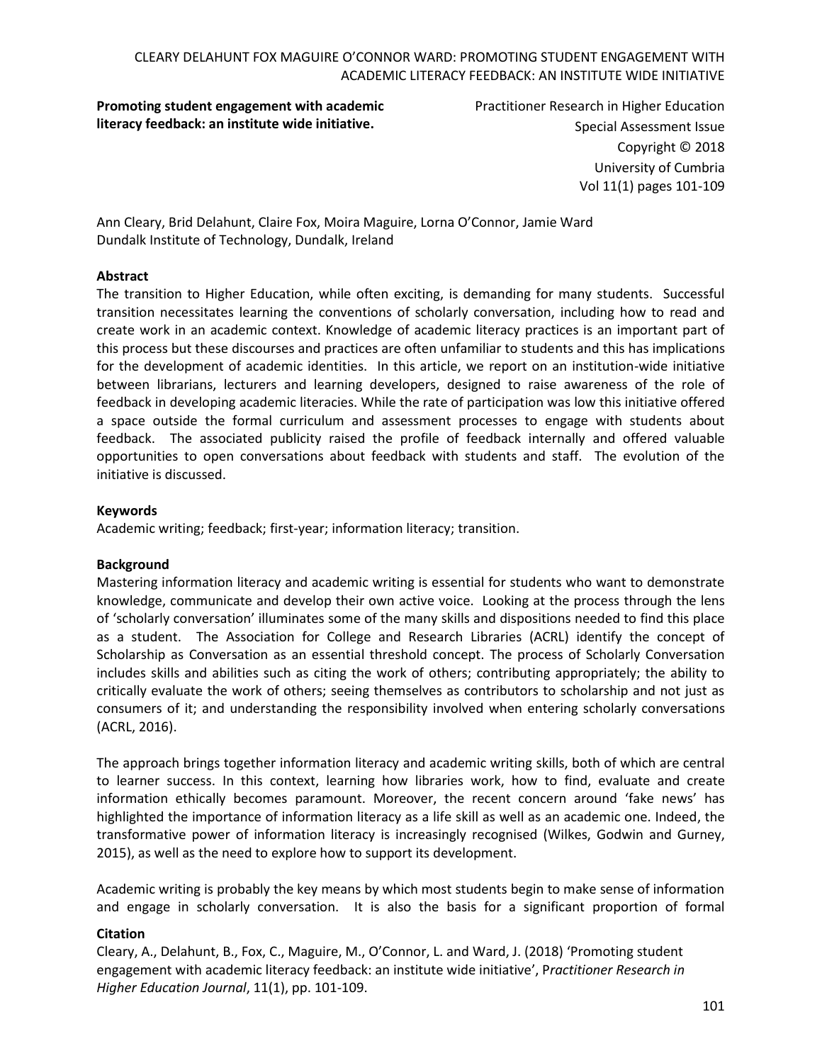**Promoting student engagement with academic literacy feedback: an institute wide initiative.**

Practitioner Research in Higher Education
Special Assessment Issue
Copyright © 2018
University of Cumbria
Vol 11(1) pages 101-109

Ann Cleary, Brid Delahunt, Claire Fox, Moira Maguire, Lorna O'Connor, Jamie Ward
Dundalk Institute of Technology, Dundalk, Ireland

**Abstract**

The transition to Higher Education, while often exciting, is demanding for many students. Successful transition necessitates learning the conventions of scholarly conversation, including how to read and create work in an academic context. Knowledge of academic literacy practices is an important part of this process but these discourses and practices are often unfamiliar to students and this has implications for the development of academic identities. In this article, we report on an institution-wide initiative between librarians, lecturers and learning developers, designed to raise awareness of the role of feedback in developing academic literacies. While the rate of participation was low this initiative offered a space outside the formal curriculum and assessment processes to engage with students about feedback. The associated publicity raised the profile of feedback internally and offered valuable opportunities to open conversations about feedback with students and staff. The evolution of the initiative is discussed.

**Keywords**

Academic writing; feedback; first-year; information literacy; transition.

**Background**

Mastering information literacy and academic writing is essential for students who want to demonstrate knowledge, communicate and develop their own active voice. Looking at the process through the lens of 'scholarly conversation' illuminates some of the many skills and dispositions needed to find this place as a student. The Association for College and Research Libraries (ACRL) identify the concept of Scholarship as Conversation as an essential threshold concept. The process of Scholarly Conversation includes skills and abilities such as citing the work of others; contributing appropriately; the ability to critically evaluate the work of others; seeing themselves as contributors to scholarship and not just as consumers of it; and understanding the responsibility involved when entering scholarly conversations (ACRL, 2016).

The approach brings together information literacy and academic writing skills, both of which are central to learner success. In this context, learning how libraries work, how to find, evaluate and create information ethically becomes paramount. Moreover, the recent concern around 'fake news' has highlighted the importance of information literacy as a life skill as well as an academic one. Indeed, the transformative power of information literacy is increasingly recognised (Wilkes, Godwin and Gurney, 2015), as well as the need to explore how to support its development.

Academic writing is probably the key means by which most students begin to make sense of information and engage in scholarly conversation. It is also the basis for a significant proportion of formal

**Citation**

Cleary, A., Delahunt, B., Fox, C., Maguire, M., O'Connor, L. and Ward, J. (2018) 'Promoting student engagement with academic literacy feedback: an institute wide initiative', P*ractitioner Research in Higher Education Journal*, 11(1), pp. 101-109.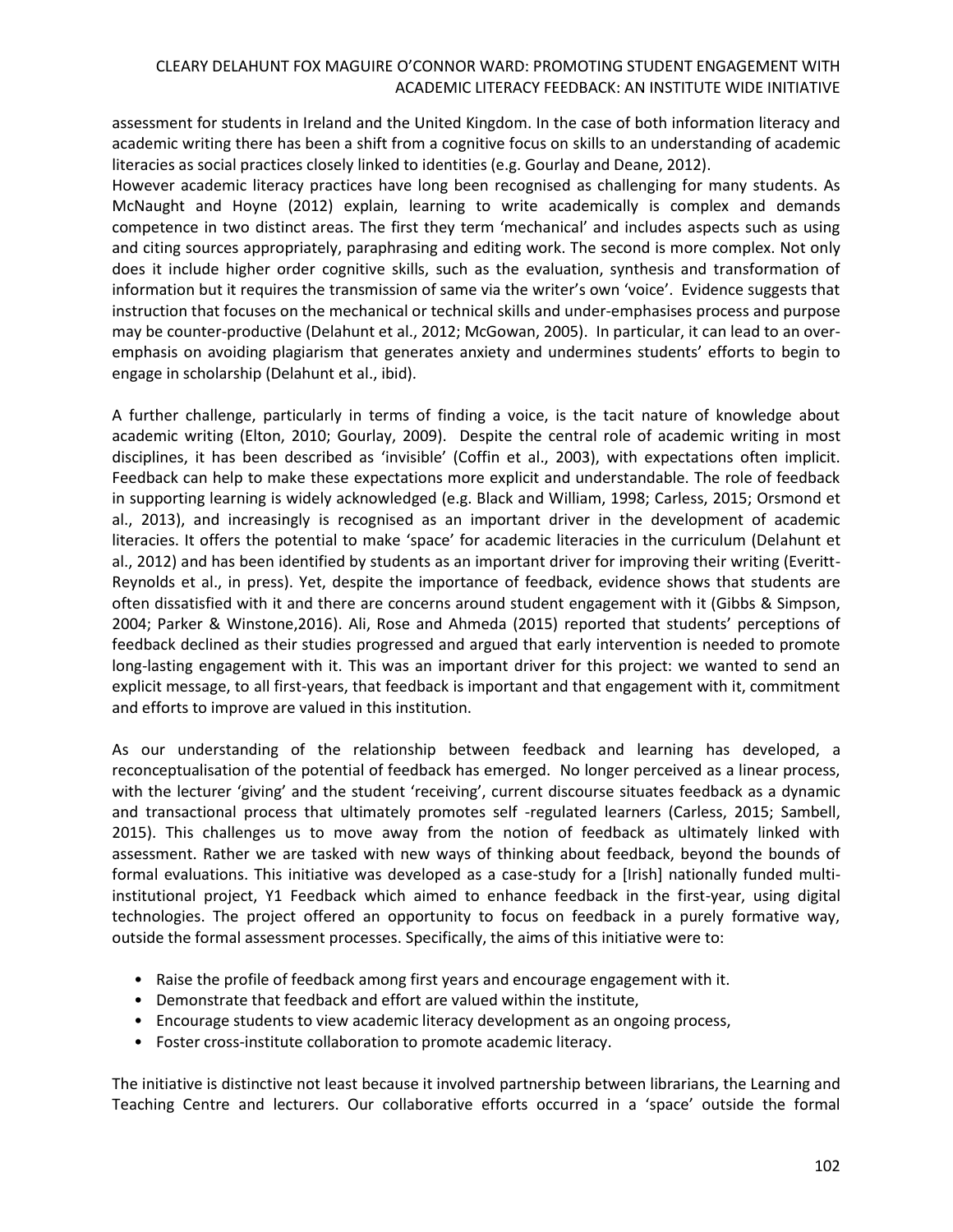assessment for students in Ireland and the United Kingdom. In the case of both information literacy and academic writing there has been a shift from a cognitive focus on skills to an understanding of academic literacies as social practices closely linked to identities (e.g. Gourlay and Deane, 2012).

However academic literacy practices have long been recognised as challenging for many students. As McNaught and Hoyne (2012) explain, learning to write academically is complex and demands competence in two distinct areas. The first they term 'mechanical' and includes aspects such as using and citing sources appropriately, paraphrasing and editing work. The second is more complex. Not only does it include higher order cognitive skills, such as the evaluation, synthesis and transformation of information but it requires the transmission of same via the writer's own 'voice'. Evidence suggests that instruction that focuses on the mechanical or technical skills and under-emphasises process and purpose may be counter-productive (Delahunt et al., 2012; McGowan, 2005). In particular, it can lead to an over-emphasis on avoiding plagiarism that generates anxiety and undermines students' efforts to begin to engage in scholarship (Delahunt et al., ibid).

A further challenge, particularly in terms of finding a voice, is the tacit nature of knowledge about academic writing (Elton, 2010; Gourlay, 2009). Despite the central role of academic writing in most disciplines, it has been described as 'invisible' (Coffin et al., 2003), with expectations often implicit. Feedback can help to make these expectations more explicit and understandable. The role of feedback in supporting learning is widely acknowledged (e.g. Black and William, 1998; Carless, 2015; Orsmond et al., 2013), and increasingly is recognised as an important driver in the development of academic literacies. It offers the potential to make 'space' for academic literacies in the curriculum (Delahunt et al., 2012) and has been identified by students as an important driver for improving their writing (Everitt-Reynolds et al., in press). Yet, despite the importance of feedback, evidence shows that students are often dissatisfied with it and there are concerns around student engagement with it (Gibbs & Simpson, 2004; Parker & Winstone,2016). Ali, Rose and Ahmeda (2015) reported that students' perceptions of feedback declined as their studies progressed and argued that early intervention is needed to promote long-lasting engagement with it. This was an important driver for this project: we wanted to send an explicit message, to all first-years, that feedback is important and that engagement with it, commitment and efforts to improve are valued in this institution.

As our understanding of the relationship between feedback and learning has developed, a reconceptualisation of the potential of feedback has emerged. No longer perceived as a linear process, with the lecturer 'giving' and the student 'receiving', current discourse situates feedback as a dynamic and transactional process that ultimately promotes self -regulated learners (Carless, 2015; Sambell, 2015). This challenges us to move away from the notion of feedback as ultimately linked with assessment. Rather we are tasked with new ways of thinking about feedback, beyond the bounds of formal evaluations. This initiative was developed as a case-study for a [Irish] nationally funded multi-institutional project, Y1 Feedback which aimed to enhance feedback in the first-year, using digital technologies. The project offered an opportunity to focus on feedback in a purely formative way, outside the formal assessment processes. Specifically, the aims of this initiative were to:

- Raise the profile of feedback among first years and encourage engagement with it.
- Demonstrate that feedback and effort are valued within the institute,
- Encourage students to view academic literacy development as an ongoing process,
- Foster cross-institute collaboration to promote academic literacy.

The initiative is distinctive not least because it involved partnership between librarians, the Learning and Teaching Centre and lecturers. Our collaborative efforts occurred in a 'space' outside the formal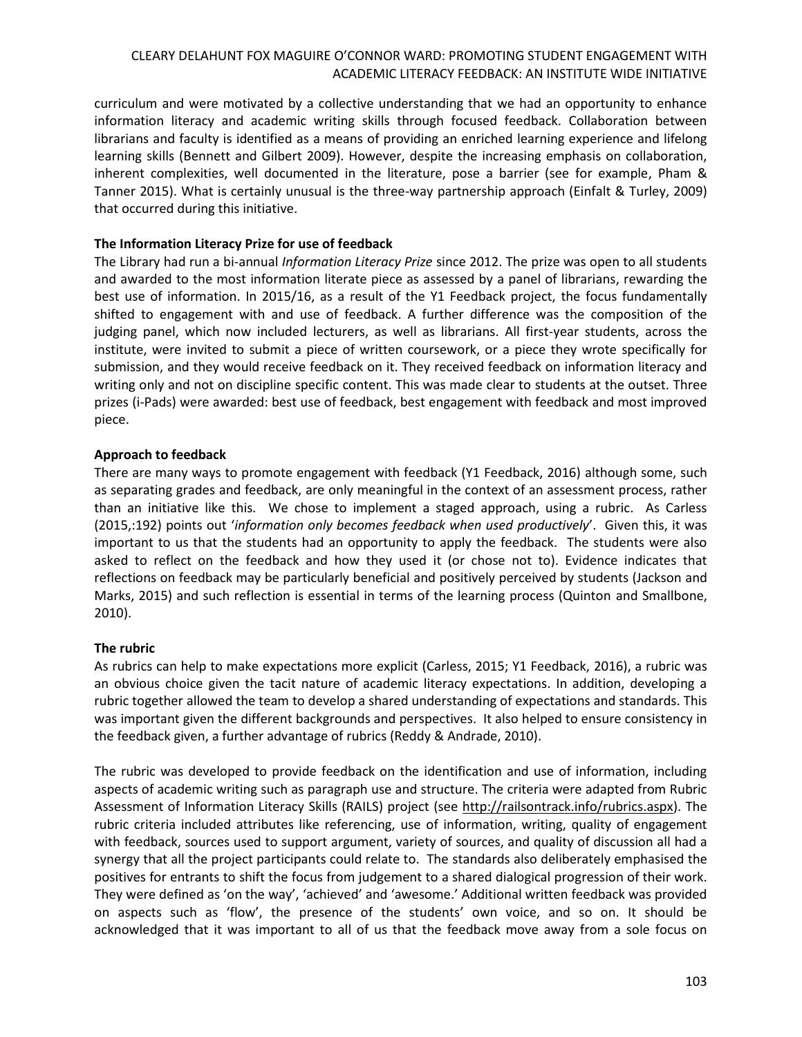curriculum and were motivated by a collective understanding that we had an opportunity to enhance information literacy and academic writing skills through focused feedback. Collaboration between librarians and faculty is identified as a means of providing an enriched learning experience and lifelong learning skills (Bennett and Gilbert 2009). However, despite the increasing emphasis on collaboration, inherent complexities, well documented in the literature, pose a barrier (see for example, Pham & Tanner 2015). What is certainly unusual is the three-way partnership approach (Einfalt & Turley, 2009) that occurred during this initiative.

**The Information Literacy Prize for use of feedback**

The Library had run a bi-annual *Information Literacy Prize* since 2012. The prize was open to all students and awarded to the most information literate piece as assessed by a panel of librarians, rewarding the best use of information. In 2015/16, as a result of the Y1 Feedback project, the focus fundamentally shifted to engagement with and use of feedback. A further difference was the composition of the judging panel, which now included lecturers, as well as librarians. All first-year students, across the institute, were invited to submit a piece of written coursework, or a piece they wrote specifically for submission, and they would receive feedback on it. They received feedback on information literacy and writing only and not on discipline specific content. This was made clear to students at the outset. Three prizes (i-Pads) were awarded: best use of feedback, best engagement with feedback and most improved piece.

**Approach to feedback**

There are many ways to promote engagement with feedback (Y1 Feedback, 2016) although some, such as separating grades and feedback, are only meaningful in the context of an assessment process, rather than an initiative like this. We chose to implement a staged approach, using a rubric. As Carless (2015,:192) points out '*information only becomes feedback when used productively*'. Given this, it was important to us that the students had an opportunity to apply the feedback. The students were also asked to reflect on the feedback and how they used it (or chose not to). Evidence indicates that reflections on feedback may be particularly beneficial and positively perceived by students (Jackson and Marks, 2015) and such reflection is essential in terms of the learning process (Quinton and Smallbone, 2010).

**The rubric**

As rubrics can help to make expectations more explicit (Carless, 2015; Y1 Feedback, 2016), a rubric was an obvious choice given the tacit nature of academic literacy expectations. In addition, developing a rubric together allowed the team to develop a shared understanding of expectations and standards. This was important given the different backgrounds and perspectives. It also helped to ensure consistency in the feedback given, a further advantage of rubrics (Reddy & Andrade, 2010).

The rubric was developed to provide feedback on the identification and use of information, including aspects of academic writing such as paragraph use and structure. The criteria were adapted from Rubric Assessment of Information Literacy Skills (RAILS) project (see http://railsontrack.info/rubrics.aspx). The rubric criteria included attributes like referencing, use of information, writing, quality of engagement with feedback, sources used to support argument, variety of sources, and quality of discussion all had a synergy that all the project participants could relate to. The standards also deliberately emphasised the positives for entrants to shift the focus from judgement to a shared dialogical progression of their work. They were defined as 'on the way', 'achieved' and 'awesome.' Additional written feedback was provided on aspects such as 'flow', the presence of the students' own voice, and so on. It should be acknowledged that it was important to all of us that the feedback move away from a sole focus on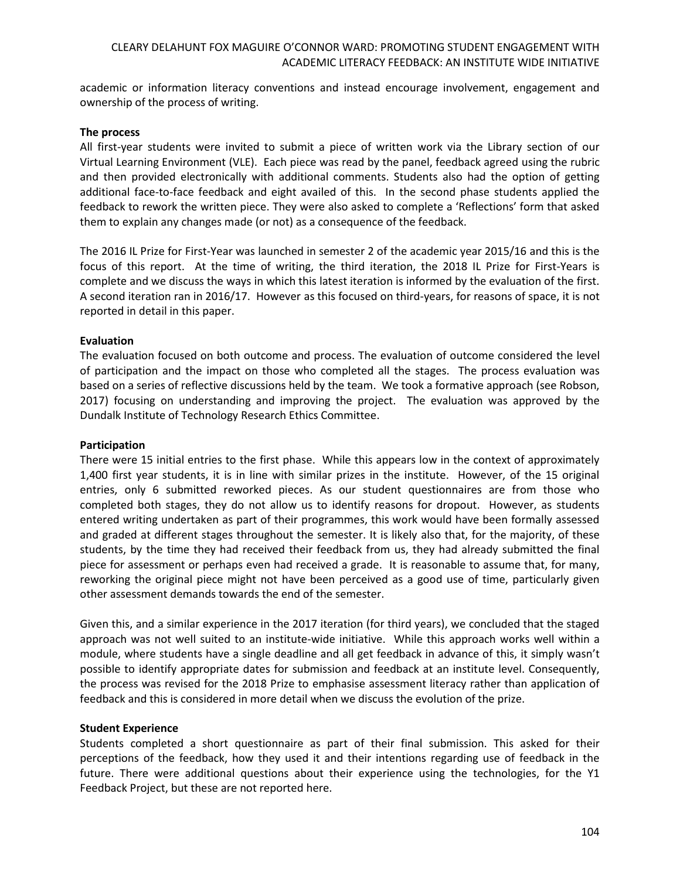academic or information literacy conventions and instead encourage involvement, engagement and ownership of the process of writing.

**The process**

All first-year students were invited to submit a piece of written work via the Library section of our Virtual Learning Environment (VLE). Each piece was read by the panel, feedback agreed using the rubric and then provided electronically with additional comments. Students also had the option of getting additional face-to-face feedback and eight availed of this. In the second phase students applied the feedback to rework the written piece. They were also asked to complete a 'Reflections' form that asked them to explain any changes made (or not) as a consequence of the feedback.

The 2016 IL Prize for First-Year was launched in semester 2 of the academic year 2015/16 and this is the focus of this report. At the time of writing, the third iteration, the 2018 IL Prize for First-Years is complete and we discuss the ways in which this latest iteration is informed by the evaluation of the first. A second iteration ran in 2016/17. However as this focused on third-years, for reasons of space, it is not reported in detail in this paper.

**Evaluation**

The evaluation focused on both outcome and process. The evaluation of outcome considered the level of participation and the impact on those who completed all the stages. The process evaluation was based on a series of reflective discussions held by the team. We took a formative approach (see Robson, 2017) focusing on understanding and improving the project. The evaluation was approved by the Dundalk Institute of Technology Research Ethics Committee.

**Participation**

There were 15 initial entries to the first phase. While this appears low in the context of approximately 1,400 first year students, it is in line with similar prizes in the institute. However, of the 15 original entries, only 6 submitted reworked pieces. As our student questionnaires are from those who completed both stages, they do not allow us to identify reasons for dropout. However, as students entered writing undertaken as part of their programmes, this work would have been formally assessed and graded at different stages throughout the semester. It is likely also that, for the majority, of these students, by the time they had received their feedback from us, they had already submitted the final piece for assessment or perhaps even had received a grade. It is reasonable to assume that, for many, reworking the original piece might not have been perceived as a good use of time, particularly given other assessment demands towards the end of the semester.

Given this, and a similar experience in the 2017 iteration (for third years), we concluded that the staged approach was not well suited to an institute-wide initiative. While this approach works well within a module, where students have a single deadline and all get feedback in advance of this, it simply wasn't possible to identify appropriate dates for submission and feedback at an institute level. Consequently, the process was revised for the 2018 Prize to emphasise assessment literacy rather than application of feedback and this is considered in more detail when we discuss the evolution of the prize.

**Student Experience**

Students completed a short questionnaire as part of their final submission. This asked for their perceptions of the feedback, how they used it and their intentions regarding use of feedback in the future. There were additional questions about their experience using the technologies, for the Y1 Feedback Project, but these are not reported here.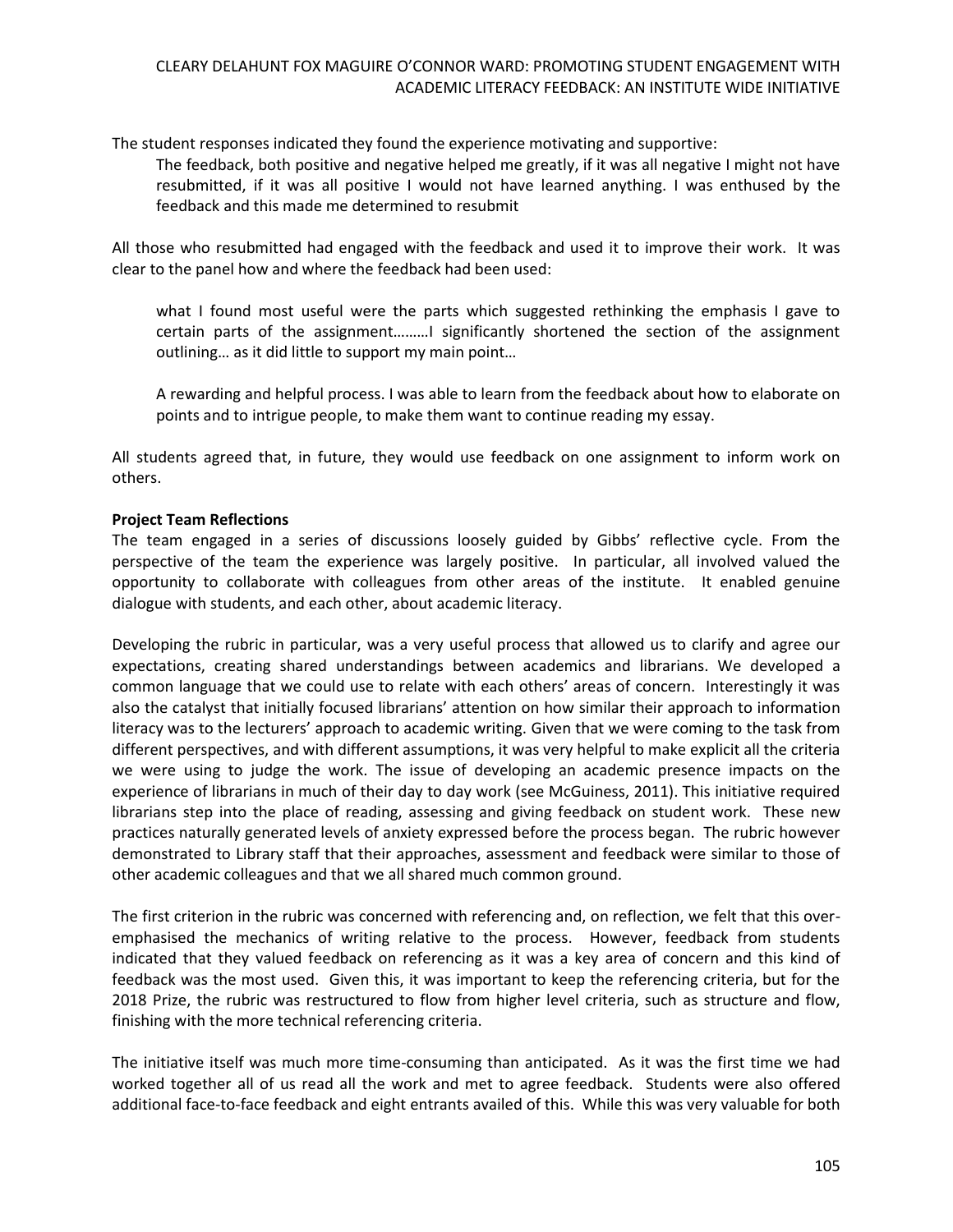The student responses indicated they found the experience motivating and supportive:

> The feedback, both positive and negative helped me greatly, if it was all negative I might not have resubmitted, if it was all positive I would not have learned anything. I was enthused by the feedback and this made me determined to resubmit

All those who resubmitted had engaged with the feedback and used it to improve their work. It was clear to the panel how and where the feedback had been used:

> what I found most useful were the parts which suggested rethinking the emphasis I gave to certain parts of the assignment………I significantly shortened the section of the assignment outlining… as it did little to support my main point…

> A rewarding and helpful process. I was able to learn from the feedback about how to elaborate on points and to intrigue people, to make them want to continue reading my essay.

All students agreed that, in future, they would use feedback on one assignment to inform work on others.

**Project Team Reflections**

The team engaged in a series of discussions loosely guided by Gibbs' reflective cycle. From the perspective of the team the experience was largely positive. In particular, all involved valued the opportunity to collaborate with colleagues from other areas of the institute. It enabled genuine dialogue with students, and each other, about academic literacy.

Developing the rubric in particular, was a very useful process that allowed us to clarify and agree our expectations, creating shared understandings between academics and librarians. We developed a common language that we could use to relate with each others' areas of concern. Interestingly it was also the catalyst that initially focused librarians' attention on how similar their approach to information literacy was to the lecturers' approach to academic writing. Given that we were coming to the task from different perspectives, and with different assumptions, it was very helpful to make explicit all the criteria we were using to judge the work. The issue of developing an academic presence impacts on the experience of librarians in much of their day to day work (see McGuiness, 2011). This initiative required librarians step into the place of reading, assessing and giving feedback on student work. These new practices naturally generated levels of anxiety expressed before the process began. The rubric however demonstrated to Library staff that their approaches, assessment and feedback were similar to those of other academic colleagues and that we all shared much common ground.

The first criterion in the rubric was concerned with referencing and, on reflection, we felt that this over-emphasised the mechanics of writing relative to the process. However, feedback from students indicated that they valued feedback on referencing as it was a key area of concern and this kind of feedback was the most used. Given this, it was important to keep the referencing criteria, but for the 2018 Prize, the rubric was restructured to flow from higher level criteria, such as structure and flow, finishing with the more technical referencing criteria.

The initiative itself was much more time-consuming than anticipated. As it was the first time we had worked together all of us read all the work and met to agree feedback. Students were also offered additional face-to-face feedback and eight entrants availed of this. While this was very valuable for both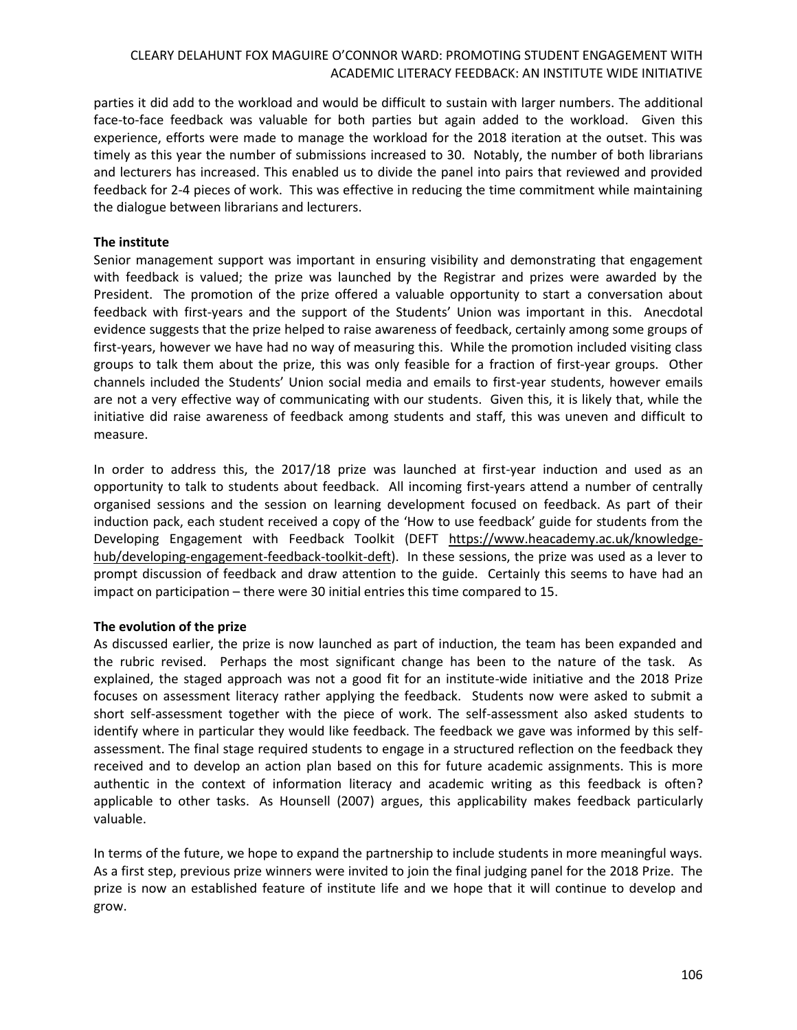parties it did add to the workload and would be difficult to sustain with larger numbers. The additional face-to-face feedback was valuable for both parties but again added to the workload. Given this experience, efforts were made to manage the workload for the 2018 iteration at the outset. This was timely as this year the number of submissions increased to 30. Notably, the number of both librarians and lecturers has increased. This enabled us to divide the panel into pairs that reviewed and provided feedback for 2-4 pieces of work. This was effective in reducing the time commitment while maintaining the dialogue between librarians and lecturers.

**The institute**

Senior management support was important in ensuring visibility and demonstrating that engagement with feedback is valued; the prize was launched by the Registrar and prizes were awarded by the President. The promotion of the prize offered a valuable opportunity to start a conversation about feedback with first-years and the support of the Students' Union was important in this. Anecdotal evidence suggests that the prize helped to raise awareness of feedback, certainly among some groups of first-years, however we have had no way of measuring this. While the promotion included visiting class groups to talk them about the prize, this was only feasible for a fraction of first-year groups. Other channels included the Students' Union social media and emails to first-year students, however emails are not a very effective way of communicating with our students. Given this, it is likely that, while the initiative did raise awareness of feedback among students and staff, this was uneven and difficult to measure.

In order to address this, the 2017/18 prize was launched at first-year induction and used as an opportunity to talk to students about feedback. All incoming first-years attend a number of centrally organised sessions and the session on learning development focused on feedback. As part of their induction pack, each student received a copy of the 'How to use feedback' guide for students from the Developing Engagement with Feedback Toolkit (DEFT https://www.heacademy.ac.uk/knowledge-hub/developing-engagement-feedback-toolkit-deft). In these sessions, the prize was used as a lever to prompt discussion of feedback and draw attention to the guide. Certainly this seems to have had an impact on participation – there were 30 initial entries this time compared to 15.

**The evolution of the prize**

As discussed earlier, the prize is now launched as part of induction, the team has been expanded and the rubric revised. Perhaps the most significant change has been to the nature of the task. As explained, the staged approach was not a good fit for an institute-wide initiative and the 2018 Prize focuses on assessment literacy rather applying the feedback. Students now were asked to submit a short self-assessment together with the piece of work. The self-assessment also asked students to identify where in particular they would like feedback. The feedback we gave was informed by this self-assessment. The final stage required students to engage in a structured reflection on the feedback they received and to develop an action plan based on this for future academic assignments. This is more authentic in the context of information literacy and academic writing as this feedback is often? applicable to other tasks. As Hounsell (2007) argues, this applicability makes feedback particularly valuable.

In terms of the future, we hope to expand the partnership to include students in more meaningful ways. As a first step, previous prize winners were invited to join the final judging panel for the 2018 Prize. The prize is now an established feature of institute life and we hope that it will continue to develop and grow.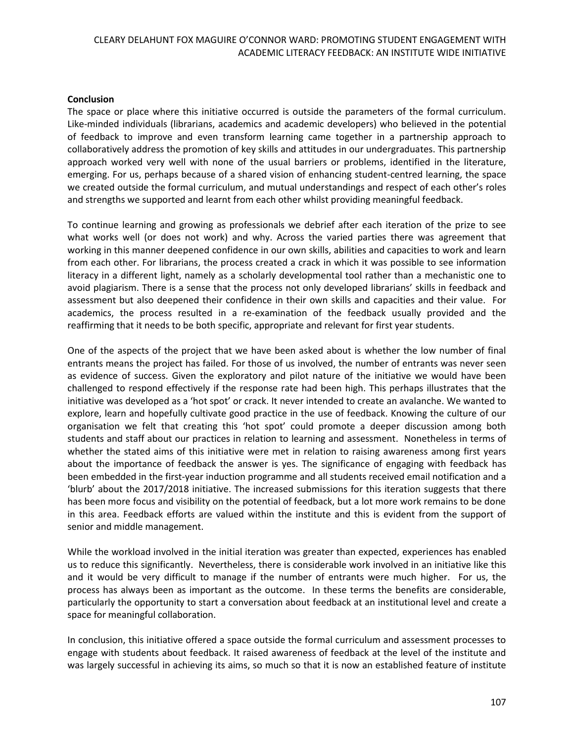**Conclusion**

The space or place where this initiative occurred is outside the parameters of the formal curriculum. Like-minded individuals (librarians, academics and academic developers) who believed in the potential of feedback to improve and even transform learning came together in a partnership approach to collaboratively address the promotion of key skills and attitudes in our undergraduates. This partnership approach worked very well with none of the usual barriers or problems, identified in the literature, emerging. For us, perhaps because of a shared vision of enhancing student-centred learning, the space we created outside the formal curriculum, and mutual understandings and respect of each other's roles and strengths we supported and learnt from each other whilst providing meaningful feedback.

To continue learning and growing as professionals we debrief after each iteration of the prize to see what works well (or does not work) and why. Across the varied parties there was agreement that working in this manner deepened confidence in our own skills, abilities and capacities to work and learn from each other. For librarians, the process created a crack in which it was possible to see information literacy in a different light, namely as a scholarly developmental tool rather than a mechanistic one to avoid plagiarism. There is a sense that the process not only developed librarians' skills in feedback and assessment but also deepened their confidence in their own skills and capacities and their value. For academics, the process resulted in a re-examination of the feedback usually provided and the reaffirming that it needs to be both specific, appropriate and relevant for first year students.

One of the aspects of the project that we have been asked about is whether the low number of final entrants means the project has failed. For those of us involved, the number of entrants was never seen as evidence of success. Given the exploratory and pilot nature of the initiative we would have been challenged to respond effectively if the response rate had been high. This perhaps illustrates that the initiative was developed as a 'hot spot' or crack. It never intended to create an avalanche. We wanted to explore, learn and hopefully cultivate good practice in the use of feedback. Knowing the culture of our organisation we felt that creating this 'hot spot' could promote a deeper discussion among both students and staff about our practices in relation to learning and assessment. Nonetheless in terms of whether the stated aims of this initiative were met in relation to raising awareness among first years about the importance of feedback the answer is yes. The significance of engaging with feedback has been embedded in the first-year induction programme and all students received email notification and a 'blurb' about the 2017/2018 initiative. The increased submissions for this iteration suggests that there has been more focus and visibility on the potential of feedback, but a lot more work remains to be done in this area. Feedback efforts are valued within the institute and this is evident from the support of senior and middle management.

While the workload involved in the initial iteration was greater than expected, experiences has enabled us to reduce this significantly. Nevertheless, there is considerable work involved in an initiative like this and it would be very difficult to manage if the number of entrants were much higher. For us, the process has always been as important as the outcome. In these terms the benefits are considerable, particularly the opportunity to start a conversation about feedback at an institutional level and create a space for meaningful collaboration.

In conclusion, this initiative offered a space outside the formal curriculum and assessment processes to engage with students about feedback. It raised awareness of feedback at the level of the institute and was largely successful in achieving its aims, so much so that it is now an established feature of institute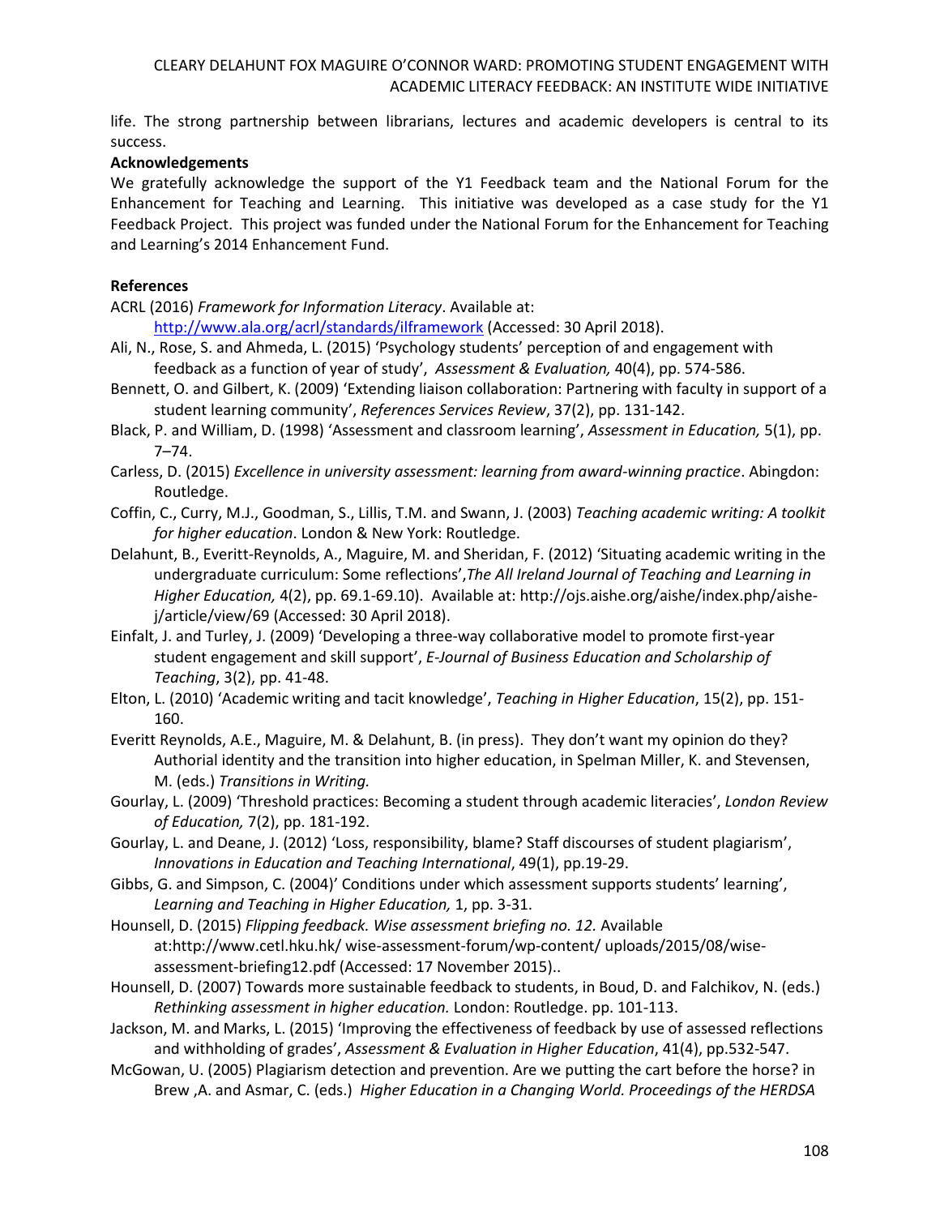life. The strong partnership between librarians, lectures and academic developers is central to its success.

**Acknowledgements**

We gratefully acknowledge the support of the Y1 Feedback team and the National Forum for the Enhancement for Teaching and Learning. This initiative was developed as a case study for the Y1 Feedback Project. This project was funded under the National Forum for the Enhancement for Teaching and Learning's 2014 Enhancement Fund.

**References**

ACRL (2016) *Framework for Information Literacy*. Available at: http://www.ala.org/acrl/standards/ilframework (Accessed: 30 April 2018).

Ali, N., Rose, S. and Ahmeda, L. (2015) 'Psychology students' perception of and engagement with feedback as a function of year of study', *Assessment & Evaluation,* 40(4), pp. 574-586.

Bennett, O. and Gilbert, K. (2009) 'Extending liaison collaboration: Partnering with faculty in support of a student learning community', *References Services Review*, 37(2), pp. 131-142.

Black, P. and William, D. (1998) 'Assessment and classroom learning', *Assessment in Education,* 5(1), pp. 7–74.

Carless, D. (2015) *Excellence in university assessment: learning from award-winning practice*. Abingdon: Routledge.

Coffin, C., Curry, M.J., Goodman, S., Lillis, T.M. and Swann, J. (2003) *Teaching academic writing: A toolkit for higher education*. London & New York: Routledge.

Delahunt, B., Everitt-Reynolds, A., Maguire, M. and Sheridan, F. (2012) 'Situating academic writing in the undergraduate curriculum: Some reflections',*The All Ireland Journal of Teaching and Learning in Higher Education,* 4(2), pp. 69.1-69.10). Available at: http://ojs.aishe.org/aishe/index.php/aishe-j/article/view/69 (Accessed: 30 April 2018).

Einfalt, J. and Turley, J. (2009) 'Developing a three-way collaborative model to promote first-year student engagement and skill support', *E-Journal of Business Education and Scholarship of Teaching*, 3(2), pp. 41-48.

Elton, L. (2010) 'Academic writing and tacit knowledge', *Teaching in Higher Education*, 15(2), pp. 151-160.

Everitt Reynolds, A.E., Maguire, M. & Delahunt, B. (in press). They don't want my opinion do they? Authorial identity and the transition into higher education, in Spelman Miller, K. and Stevensen, M. (eds.) *Transitions in Writing.*

Gourlay, L. (2009) 'Threshold practices: Becoming a student through academic literacies', *London Review of Education,* 7(2), pp. 181-192.

Gourlay, L. and Deane, J. (2012) 'Loss, responsibility, blame? Staff discourses of student plagiarism', *Innovations in Education and Teaching International*, 49(1), pp.19-29.

Gibbs, G. and Simpson, C. (2004)' Conditions under which assessment supports students' learning', *Learning and Teaching in Higher Education,* 1, pp. 3-31.

Hounsell, D. (2015) *Flipping feedback. Wise assessment briefing no. 12.* Available at:http://www.cetl.hku.hk/ wise-assessment-forum/wp-content/ uploads/2015/08/wise-assessment-briefing12.pdf (Accessed: 17 November 2015)..

Hounsell, D. (2007) Towards more sustainable feedback to students, in Boud, D. and Falchikov, N. (eds.) *Rethinking assessment in higher education.* London: Routledge. pp. 101-113.

Jackson, M. and Marks, L. (2015) 'Improving the effectiveness of feedback by use of assessed reflections and withholding of grades', *Assessment & Evaluation in Higher Education*, 41(4), pp.532-547.

McGowan, U. (2005) Plagiarism detection and prevention. Are we putting the cart before the horse? in Brew ,A. and Asmar, C. (eds.) *Higher Education in a Changing World. Proceedings of the HERDSA*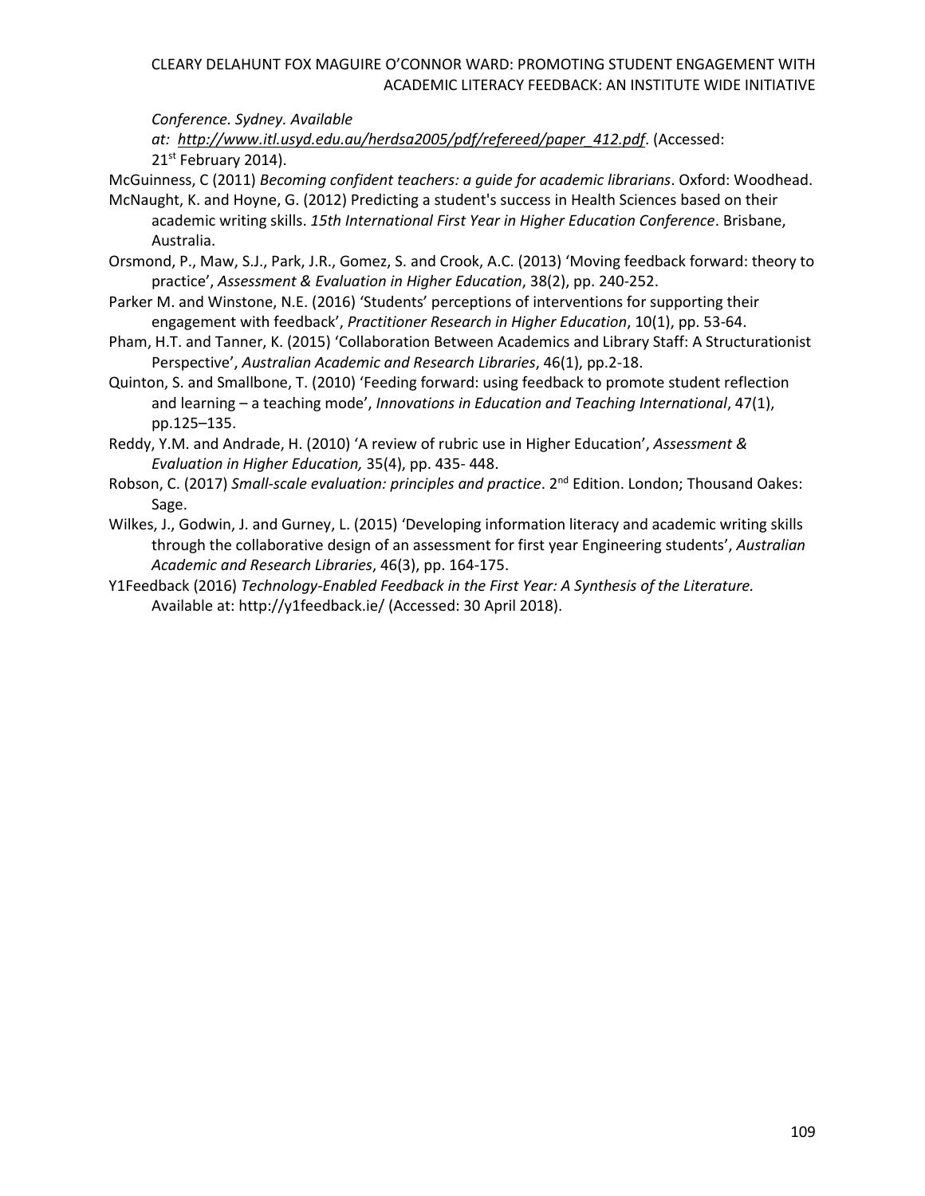*Conference. Sydney. Available at: http://www.itl.usyd.edu.au/herdsa2005/pdf/refereed/paper_412.pdf*. (Accessed: 21st February 2014).

McGuinness, C (2011) *Becoming confident teachers: a guide for academic librarians*. Oxford: Woodhead.

McNaught, K. and Hoyne, G. (2012) Predicting a student's success in Health Sciences based on their academic writing skills. *15th International First Year in Higher Education Conference*. Brisbane, Australia.

Orsmond, P., Maw, S.J., Park, J.R., Gomez, S. and Crook, A.C. (2013) 'Moving feedback forward: theory to practice', *Assessment & Evaluation in Higher Education*, 38(2), pp. 240-252.

Parker M. and Winstone, N.E. (2016) 'Students' perceptions of interventions for supporting their engagement with feedback', *Practitioner Research in Higher Education*, 10(1), pp. 53-64.

Pham, H.T. and Tanner, K. (2015) 'Collaboration Between Academics and Library Staff: A Structurationist Perspective', *Australian Academic and Research Libraries*, 46(1), pp.2-18.

Quinton, S. and Smallbone, T. (2010) 'Feeding forward: using feedback to promote student reflection and learning – a teaching mode', *Innovations in Education and Teaching International*, 47(1), pp.125–135.

Reddy, Y.M. and Andrade, H. (2010) 'A review of rubric use in Higher Education', *Assessment & Evaluation in Higher Education,* 35(4), pp. 435- 448.

Robson, C. (2017) *Small-scale evaluation: principles and practice*. 2nd Edition. London; Thousand Oakes: Sage.

Wilkes, J., Godwin, J. and Gurney, L. (2015) 'Developing information literacy and academic writing skills through the collaborative design of an assessment for first year Engineering students', *Australian Academic and Research Libraries*, 46(3), pp. 164-175.

Y1Feedback (2016) *Technology-Enabled Feedback in the First Year: A Synthesis of the Literature.* Available at: http://y1feedback.ie/ (Accessed: 30 April 2018).